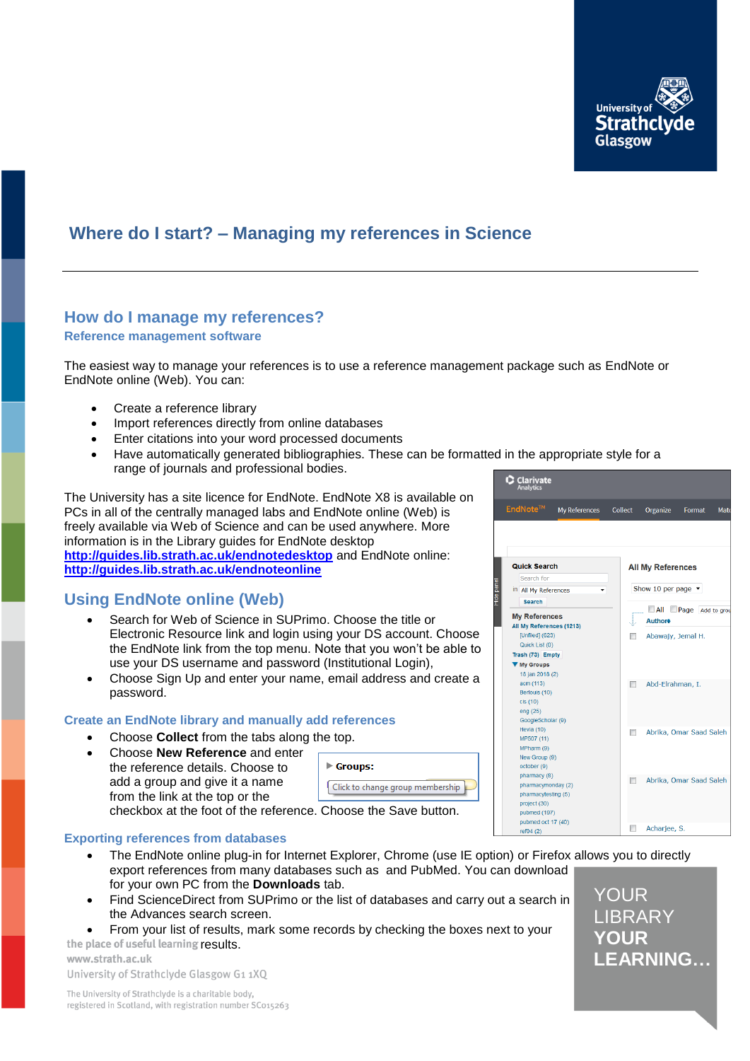# Where do I start? – Managing my references in Science

## How do I manage my references?

### Reference management software

The easiest way to manage your references is to use a reference management package such as EndNote or EndNote online (Web). You can:

- Create a reference library
- Import references directly from online databases
- Enter citations into your word processed documents
- Have automatically generated bibliographies. These can be formatted in the appropriate style for a range of journals and professional bodies.

The University has a site licence for EndNote. EndNote X8 is available on PCs in all of the centrally managed labs and EndNote online (Web) is freely available via Web of Science and can be used anywhere. More information is in the Library guides for EndNote desktop **http://guides.lib.strath.ac.uk/endnotedesktop** and EndNote online: **http://guides.lib.strath.ac.uk/endnoteonline**

## Using EndNote online (Web)

- Search for Web of Science in SUPrimo. Choose the title or Electronic Resource link and login using your DS account. Choose the EndNote link from the top menu. Note that you won't be able to use your DS username and password (Institutional Login),
- Choose Sign Up and enter your name, email address and create a password.

### Create an EndNote library and manually add references

- Choose **Collect** from the tabs along the top.
- Choose **New Reference** and enter the reference details. Choose to add a group and give it a name from the link at the top or the checkbox at the foot of the reference. Choose the Save button.

### Exporting references from databases

- The EndNote online plug-in for Internet Explorer, Chrome (use IE option) or Firefox allows you to directly export references from many databases such as and PubMed. You can download for your own PC from the **Downloads** tab.
- Find ScienceDirect from SUPrimo or the list of databases and carry out a search in the Advances search screen.
- From your list of results, mark some records by checking the boxes next to your results.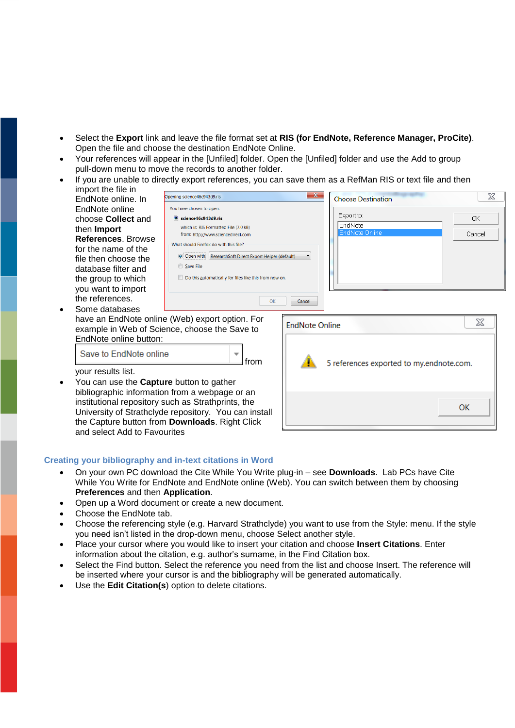- Select the **Export** link and leave the file format set at **RIS (for EndNote, Reference Manager, ProCite)**. Open the file and choose the destination EndNote Online.
- Your references will appear in the [Unfiled] folder. Open the [Unfiled] folder and use the Add to group pull-down menu to move the records to another folder.
- If you are unable to directly export references, you can save them as a RefMan RIS or text file and then import the file in EndNote online. In EndNote online choose **Collect** and then **Import References**. Browse for the name of the file then choose the database filter and the group to which you want to import the references.
- Some databases have an EndNote online (Web) export option. For example in Web of Science, choose the Save to EndNote online button: Save to EndNote online from your results list.
- You can use the **Capture** button to gather bibliographic information from a webpage or an institutional repository such as Strathprints, the University of Strathclyde repository. You can install the Capture button from **Downloads**. Right Click and select Add to Favourites

### Creating your bibliography and in-text citations in Word

- On your own PC download the Cite While You Write plug-in – see **Downloads**. Lab PCs have Cite While You Write for EndNote and EndNote online (Web). You can switch between them by choosing **Preferences** and then **Application**.
- Open up a Word document or create a new document.
- Choose the EndNote tab.
- Choose the referencing style (e.g. Harvard Strathclyde) you want to use from the Style: menu. If the style you need isn't listed in the drop-down menu, choose Select another style.
- Place your cursor where you would like to insert your citation and choose **Insert Citations**. Enter information about the citation, e.g. author's surname, in the Find Citation box.
- Select the Find button. Select the reference you need from the list and choose Insert. The reference will be inserted where your cursor is and the bibliography will be generated automatically.
- Use the **Edit Citation(s**) option to delete citations.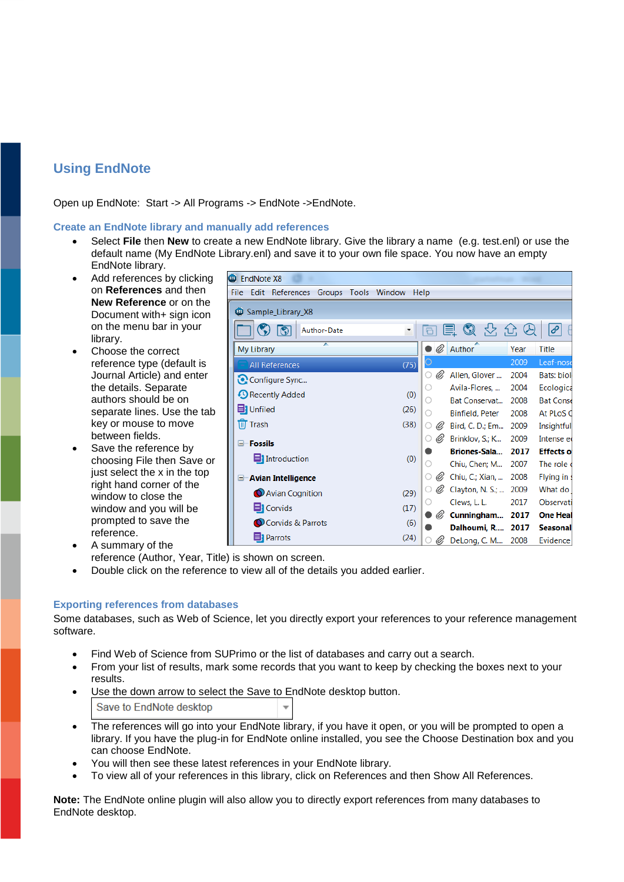## Using EndNote

Open up EndNote: Start -> All Programs -> EndNote ->EndNote.

### Create an EndNote library and manually add references

- Select **File** then **New** to create a new EndNote library. Give the library a name (e.g. test.enl) or use the default name (My EndNote Library.enl) and save it to your own file space. You now have an empty EndNote library.
- Add references by clicking on **References** and then **New Reference** or on the Document with+ sign icon on the menu bar in your library.
- Choose the correct reference type (default is Journal Article) and enter the details. Separate authors should be on separate lines. Use the tab key or mouse to move between fields.
- Save the reference by choosing File then Save or just select the x in the top right hand corner of the window to close the window and you will be prompted to save the reference.
- A summary of the reference (Author, Year, Title) is shown on screen.
- Double click on the reference to view all of the details you added earlier.

### Exporting references from databases

Some databases, such as Web of Science, let you directly export your references to your reference management software.

- Find Web of Science from SUPrimo or the list of databases and carry out a search.
- From your list of results, mark some records that you want to keep by checking the boxes next to your results.
- Use the down arrow to select the Save to EndNote desktop button.
- The references will go into your EndNote library, if you have it open, or you will be prompted to open a library. If you have the plug-in for EndNote online installed, you see the Choose Destination box and you can choose EndNote.
- You will then see these latest references in your EndNote library.
- To view all of your references in this library, click on References and then Show All References.

**Note:** The EndNote online plugin will also allow you to directly export references from many databases to EndNote desktop.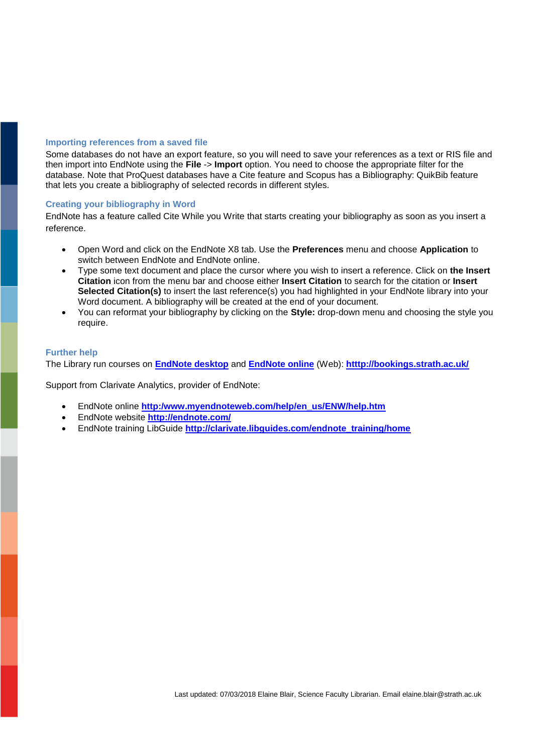### Importing references from a saved file

Some databases do not have an export feature, so you will need to save your references as a text or RIS file and then import into EndNote using the **File** -> **Import** option. You need to choose the appropriate filter for the database. Note that ProQuest databases have a Cite feature and Scopus has a Bibliography: QuikBib feature that lets you create a bibliography of selected records in different styles.

### Creating your bibliography in Word

EndNote has a feature called Cite While you Write that starts creating your bibliography as soon as you insert a reference.

- Open Word and click on the EndNote X8 tab. Use the **Preferences** menu and choose **Application** to switch between EndNote and EndNote online.
- Type some text document and place the cursor where you wish to insert a reference. Click on **the Insert Citation** icon from the menu bar and choose either **Insert Citation** to search for the citation or **Insert Selected Citation(s)** to insert the last reference(s) you had highlighted in your EndNote library into your Word document. A bibliography will be created at the end of your document.
- You can reformat your bibliography by clicking on the **Style:** drop-down menu and choosing the style you require.

### Further help

The Library run courses on **EndNote desktop** and **EndNote online** (Web): **htttp://bookings.strath.ac.uk/**

Support from Clarivate Analytics, provider of EndNote:

- EndNote online **http:/www.myendnoteweb.com/help/en_us/ENW/help.htm**
- EndNote website **http://endnote.com/**
- EndNote training LibGuide **http://clarivate.libguides.com/endnote_training/home**

Last updated: 07/03/2018 Elaine Blair, Science Faculty Librarian. Email elaine.blair@strath.ac.uk